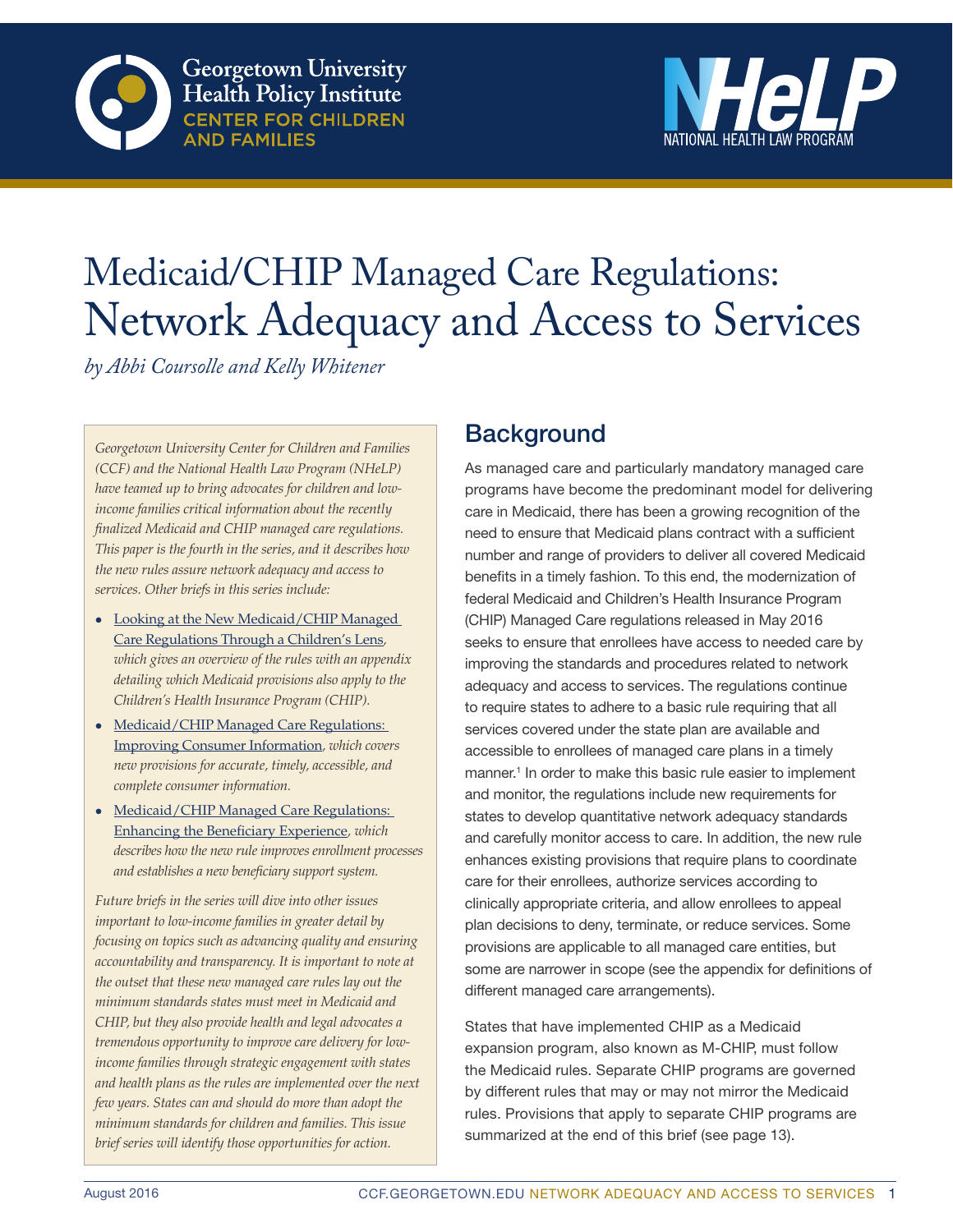Georgetown University Health Policy Institute
CENTER FOR CHILDREN AND FAMILIES

NHeLP
NATIONAL HEALTH LAW PROGRAM

# Medicaid/CHIP Managed Care Regulations: Network Adequacy and Access to Services

*by Abbi Coursolle and Kelly Whitener*

*Georgetown University Center for Children and Families (CCF) and the National Health Law Program (NHeLP) have teamed up to bring advocates for children and low-income families critical information about the recently finalized Medicaid and CHIP managed care regulations. This paper is the fourth in the series, and it describes how the new rules assure network adequacy and access to services. Other briefs in this series include:*

- Looking at the New Medicaid/CHIP Managed Care Regulations Through a Children's Lens, *which gives an overview of the rules with an appendix detailing which Medicaid provisions also apply to the Children's Health Insurance Program (CHIP).*
- Medicaid/CHIP Managed Care Regulations: Improving Consumer Information, *which covers new provisions for accurate, timely, accessible, and complete consumer information.*
- Medicaid/CHIP Managed Care Regulations: Enhancing the Beneficiary Experience, *which describes how the new rule improves enrollment processes and establishes a new beneficiary support system.*

*Future briefs in the series will dive into other issues important to low-income families in greater detail by focusing on topics such as advancing quality and ensuring accountability and transparency. It is important to note at the outset that these new managed care rules lay out the minimum standards states must meet in Medicaid and CHIP, but they also provide health and legal advocates a tremendous opportunity to improve care delivery for low-income families through strategic engagement with states and health plans as the rules are implemented over the next few years. States can and should do more than adopt the minimum standards for children and families. This issue brief series will identify those opportunities for action.*

## Background

As managed care and particularly mandatory managed care programs have become the predominant model for delivering care in Medicaid, there has been a growing recognition of the need to ensure that Medicaid plans contract with a sufficient number and range of providers to deliver all covered Medicaid benefits in a timely fashion. To this end, the modernization of federal Medicaid and Children's Health Insurance Program (CHIP) Managed Care regulations released in May 2016 seeks to ensure that enrollees have access to needed care by improving the standards and procedures related to network adequacy and access to services. The regulations continue to require states to adhere to a basic rule requiring that all services covered under the state plan are available and accessible to enrollees of managed care plans in a timely manner.[1] In order to make this basic rule easier to implement and monitor, the regulations include new requirements for states to develop quantitative network adequacy standards and carefully monitor access to care. In addition, the new rule enhances existing provisions that require plans to coordinate care for their enrollees, authorize services according to clinically appropriate criteria, and allow enrollees to appeal plan decisions to deny, terminate, or reduce services. Some provisions are applicable to all managed care entities, but some are narrower in scope (see the appendix for definitions of different managed care arrangements).

States that have implemented CHIP as a Medicaid expansion program, also known as M-CHIP, must follow the Medicaid rules. Separate CHIP programs are governed by different rules that may or may not mirror the Medicaid rules. Provisions that apply to separate CHIP programs are summarized at the end of this brief (see page 13).

August 2016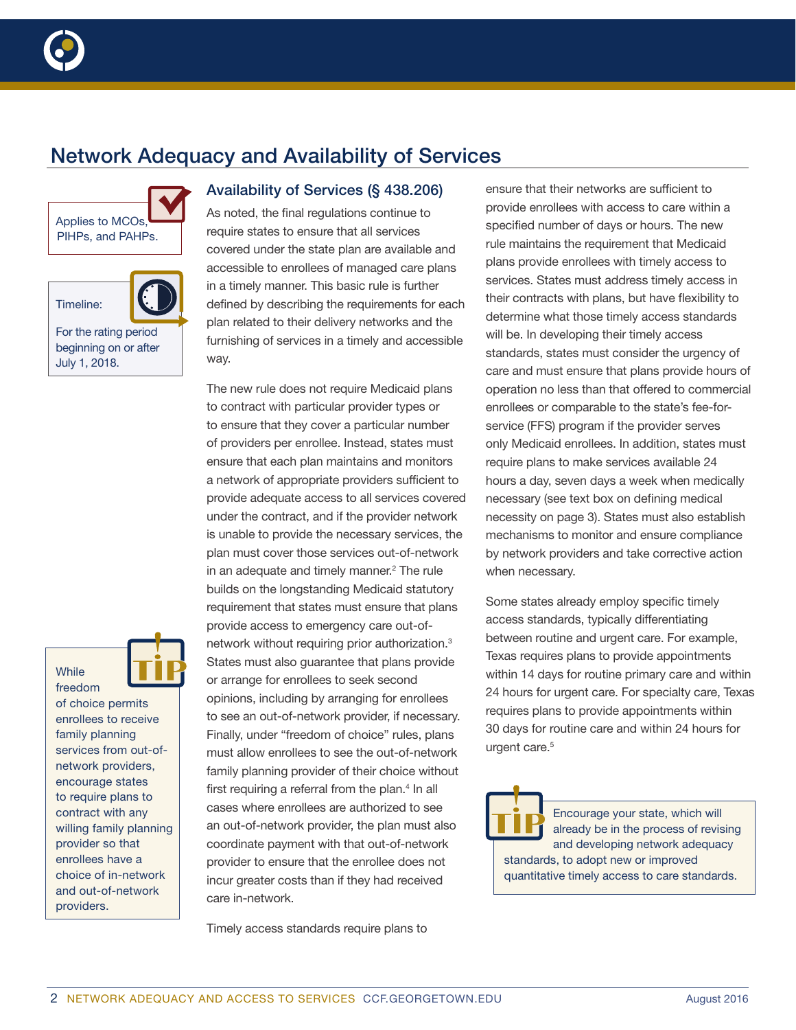## Network Adequacy and Availability of Services

Applies to MCOs, PIHPs, and PAHPs.

Timeline:

For the rating period beginning on or after July 1, 2018.

### Availability of Services (§ 438.206)

As noted, the final regulations continue to require states to ensure that all services covered under the state plan are available and accessible to enrollees of managed care plans in a timely manner. This basic rule is further defined by describing the requirements for each plan related to their delivery networks and the furnishing of services in a timely and accessible way.

The new rule does not require Medicaid plans to contract with particular provider types or to ensure that they cover a particular number of providers per enrollee. Instead, states must ensure that each plan maintains and monitors a network of appropriate providers sufficient to provide adequate access to all services covered under the contract, and if the provider network is unable to provide the necessary services, the plan must cover those services out-of-network in an adequate and timely manner.[2] The rule builds on the longstanding Medicaid statutory requirement that states must ensure that plans provide access to emergency care out-of-network without requiring prior authorization.[3] States must also guarantee that plans provide or arrange for enrollees to seek second opinions, including by arranging for enrollees to see an out-of-network provider, if necessary. Finally, under "freedom of choice" rules, plans must allow enrollees to see the out-of-network family planning provider of their choice without first requiring a referral from the plan.[4] In all cases where enrollees are authorized to see an out-of-network provider, the plan must also coordinate payment with that out-of-network provider to ensure that the enrollee does not incur greater costs than if they had received care in-network.

**TIP:** While freedom of choice permits enrollees to receive family planning services from out-of-network providers, encourage states to require plans to contract with any willing family planning provider so that enrollees have a choice of in-network and out-of-network providers.

Timely access standards require plans to ensure that their networks are sufficient to provide enrollees with access to care within a specified number of days or hours. The new rule maintains the requirement that Medicaid plans provide enrollees with timely access to services. States must address timely access in their contracts with plans, but have flexibility to determine what those timely access standards will be. In developing their timely access standards, states must consider the urgency of care and must ensure that plans provide hours of operation no less than that offered to commercial enrollees or comparable to the state's fee-for-service (FFS) program if the provider serves only Medicaid enrollees. In addition, states must require plans to make services available 24 hours a day, seven days a week when medically necessary (see text box on defining medical necessity on page 3). States must also establish mechanisms to monitor and ensure compliance by network providers and take corrective action when necessary.

Some states already employ specific timely access standards, typically differentiating between routine and urgent care. For example, Texas requires plans to provide appointments within 14 days for routine primary care and within 24 hours for urgent care. For specialty care, Texas requires plans to provide appointments within 30 days for routine care and within 24 hours for urgent care.[5]

**TIP:** Encourage your state, which will already be in the process of revising and developing network adequacy standards, to adopt new or improved quantitative timely access to care standards.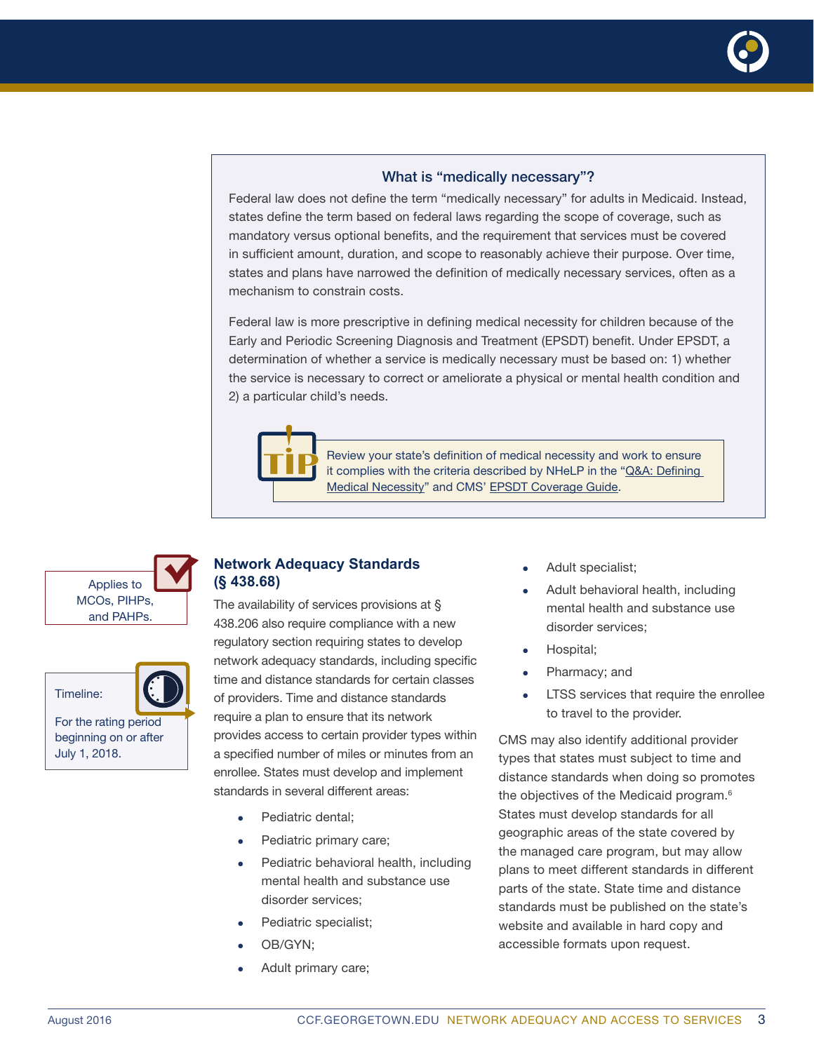### What is "medically necessary"?

Federal law does not define the term "medically necessary" for adults in Medicaid. Instead, states define the term based on federal laws regarding the scope of coverage, such as mandatory versus optional benefits, and the requirement that services must be covered in sufficient amount, duration, and scope to reasonably achieve their purpose. Over time, states and plans have narrowed the definition of medically necessary services, often as a mechanism to constrain costs.

Federal law is more prescriptive in defining medical necessity for children because of the Early and Periodic Screening Diagnosis and Treatment (EPSDT) benefit. Under EPSDT, a determination of whether a service is medically necessary must be based on: 1) whether the service is necessary to correct or ameliorate a physical or mental health condition and 2) a particular child's needs.

**TIP:** Review your state's definition of medical necessity and work to ensure it complies with the criteria described by NHeLP in the "Q&A: Defining Medical Necessity" and CMS' EPSDT Coverage Guide.

Applies to MCOs, PIHPs, and PAHPs.

Timeline: For the rating period beginning on or after July 1, 2018.

## Network Adequacy Standards (§ 438.68)

The availability of services provisions at § 438.206 also require compliance with a new regulatory section requiring states to develop network adequacy standards, including specific time and distance standards for certain classes of providers. Time and distance standards require a plan to ensure that its network provides access to certain provider types within a specified number of miles or minutes from an enrollee. States must develop and implement standards in several different areas:

- Pediatric dental;
- Pediatric primary care;
- Pediatric behavioral health, including mental health and substance use disorder services;
- Pediatric specialist;
- OB/GYN;
- Adult primary care;
- Adult specialist;
- Adult behavioral health, including mental health and substance use disorder services;
- Hospital;
- Pharmacy; and
- LTSS services that require the enrollee to travel to the provider.

CMS may also identify additional provider types that states must subject to time and distance standards when doing so promotes the objectives of the Medicaid program.[6] States must develop standards for all geographic areas of the state covered by the managed care program, but may allow plans to meet different standards in different parts of the state. State time and distance standards must be published on the state's website and available in hard copy and accessible formats upon request.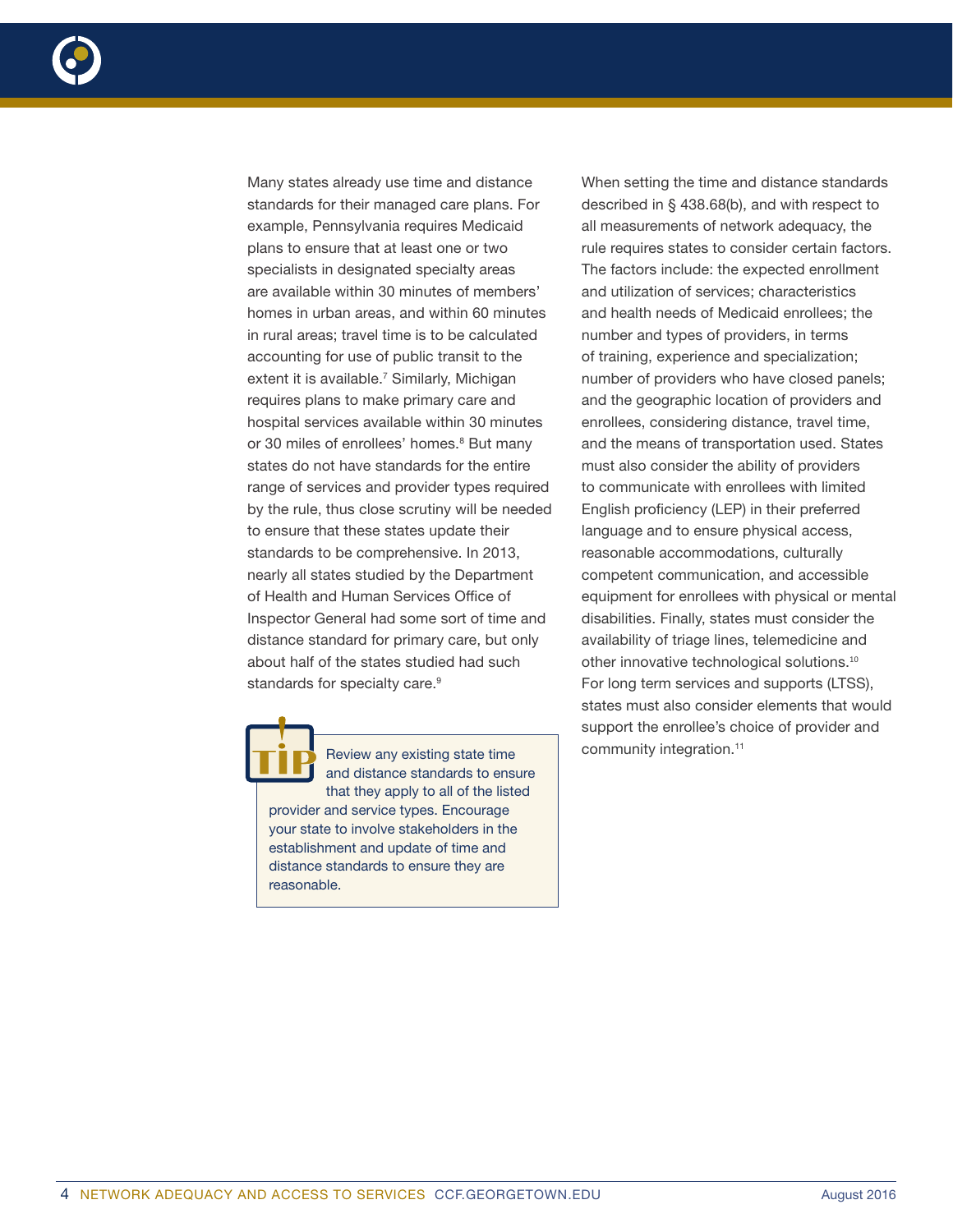Many states already use time and distance standards for their managed care plans. For example, Pennsylvania requires Medicaid plans to ensure that at least one or two specialists in designated specialty areas are available within 30 minutes of members' homes in urban areas, and within 60 minutes in rural areas; travel time is to be calculated accounting for use of public transit to the extent it is available.[7] Similarly, Michigan requires plans to make primary care and hospital services available within 30 minutes or 30 miles of enrollees' homes.[8] But many states do not have standards for the entire range of services and provider types required by the rule, thus close scrutiny will be needed to ensure that these states update their standards to be comprehensive. In 2013, nearly all states studied by the Department of Health and Human Services Office of Inspector General had some sort of time and distance standard for primary care, but only about half of the states studied had such standards for specialty care.[9]

> **TIP:** Review any existing state time and distance standards to ensure that they apply to all of the listed provider and service types. Encourage your state to involve stakeholders in the establishment and update of time and distance standards to ensure they are reasonable.

When setting the time and distance standards described in § 438.68(b), and with respect to all measurements of network adequacy, the rule requires states to consider certain factors. The factors include: the expected enrollment and utilization of services; characteristics and health needs of Medicaid enrollees; the number and types of providers, in terms of training, experience and specialization; number of providers who have closed panels; and the geographic location of providers and enrollees, considering distance, travel time, and the means of transportation used. States must also consider the ability of providers to communicate with enrollees with limited English proficiency (LEP) in their preferred language and to ensure physical access, reasonable accommodations, culturally competent communication, and accessible equipment for enrollees with physical or mental disabilities. Finally, states must consider the availability of triage lines, telemedicine and other innovative technological solutions.[10] For long term services and supports (LTSS), states must also consider elements that would support the enrollee's choice of provider and community integration.[11]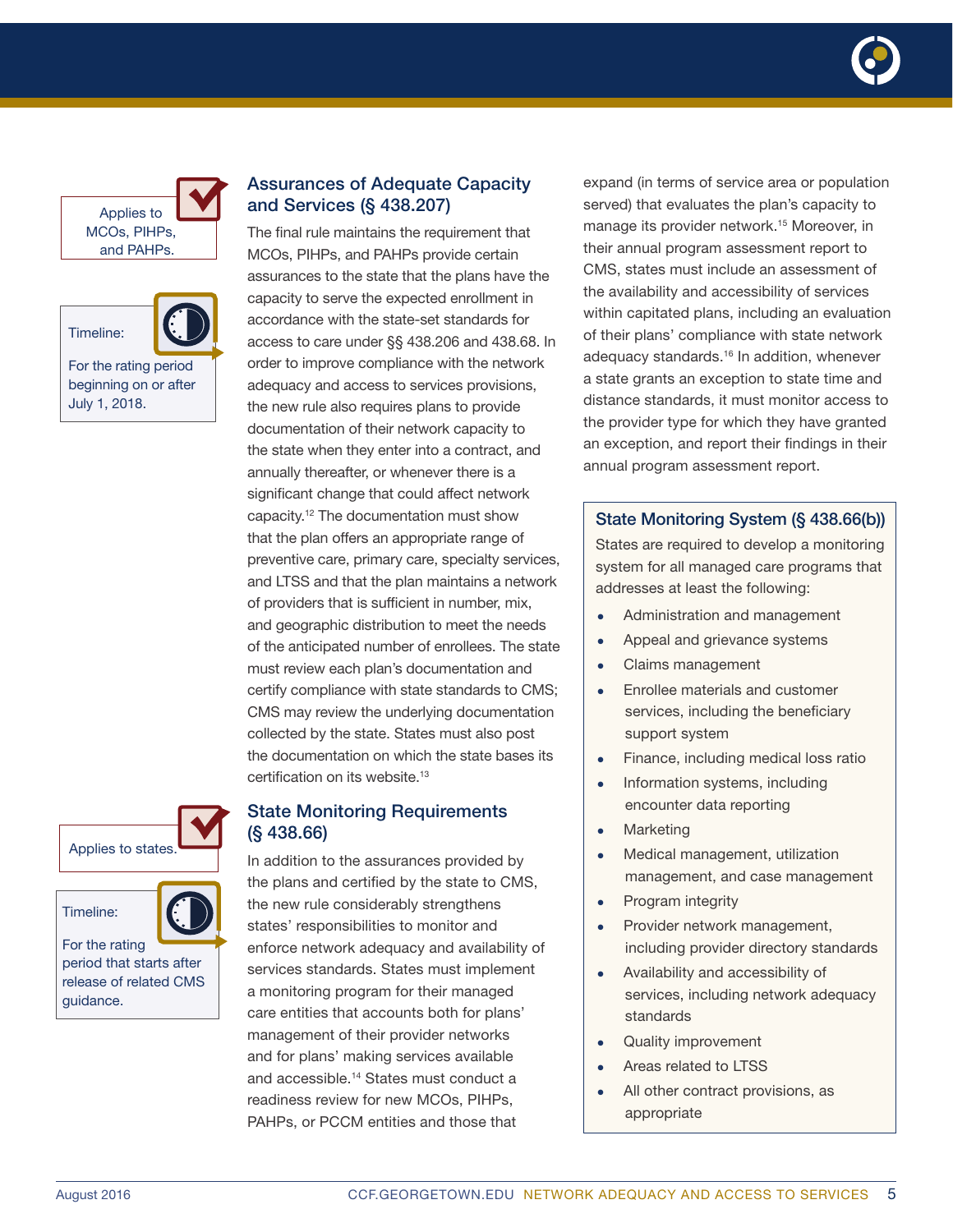Applies to MCOs, PIHPs, and PAHPs.

Timeline:

For the rating period beginning on or after July 1, 2018.

## Assurances of Adequate Capacity and Services (§ 438.207)

The final rule maintains the requirement that MCOs, PIHPs, and PAHPs provide certain assurances to the state that the plans have the capacity to serve the expected enrollment in accordance with the state-set standards for access to care under §§ 438.206 and 438.68. In order to improve compliance with the network adequacy and access to services provisions, the new rule also requires plans to provide documentation of their network capacity to the state when they enter into a contract, and annually thereafter, or whenever there is a significant change that could affect network capacity.[12] The documentation must show that the plan offers an appropriate range of preventive care, primary care, specialty services, and LTSS and that the plan maintains a network of providers that is sufficient in number, mix, and geographic distribution to meet the needs of the anticipated number of enrollees. The state must review each plan's documentation and certify compliance with state standards to CMS; CMS may review the underlying documentation collected by the state. States must also post the documentation on which the state bases its certification on its website.[13]

Applies to states.

Timeline:

For the rating period that starts after release of related CMS guidance.

## State Monitoring Requirements (§ 438.66)

In addition to the assurances provided by the plans and certified by the state to CMS, the new rule considerably strengthens states' responsibilities to monitor and enforce network adequacy and availability of services standards. States must implement a monitoring program for their managed care entities that accounts both for plans' management of their provider networks and for plans' making services available and accessible.[14] States must conduct a readiness review for new MCOs, PIHPs, PAHPs, or PCCM entities and those that expand (in terms of service area or population served) that evaluates the plan's capacity to manage its provider network.[15] Moreover, in their annual program assessment report to CMS, states must include an assessment of the availability and accessibility of services within capitated plans, including an evaluation of their plans' compliance with state network adequacy standards.[16] In addition, whenever a state grants an exception to state time and distance standards, it must monitor access to the provider type for which they have granted an exception, and report their findings in their annual program assessment report.

### State Monitoring System (§ 438.66(b))

States are required to develop a monitoring system for all managed care programs that addresses at least the following:

- Administration and management
- Appeal and grievance systems
- Claims management
- Enrollee materials and customer services, including the beneficiary support system
- Finance, including medical loss ratio
- Information systems, including encounter data reporting
- Marketing
- Medical management, utilization management, and case management
- Program integrity
- Provider network management, including provider directory standards
- Availability and accessibility of services, including network adequacy standards
- Quality improvement
- Areas related to LTSS
- All other contract provisions, as appropriate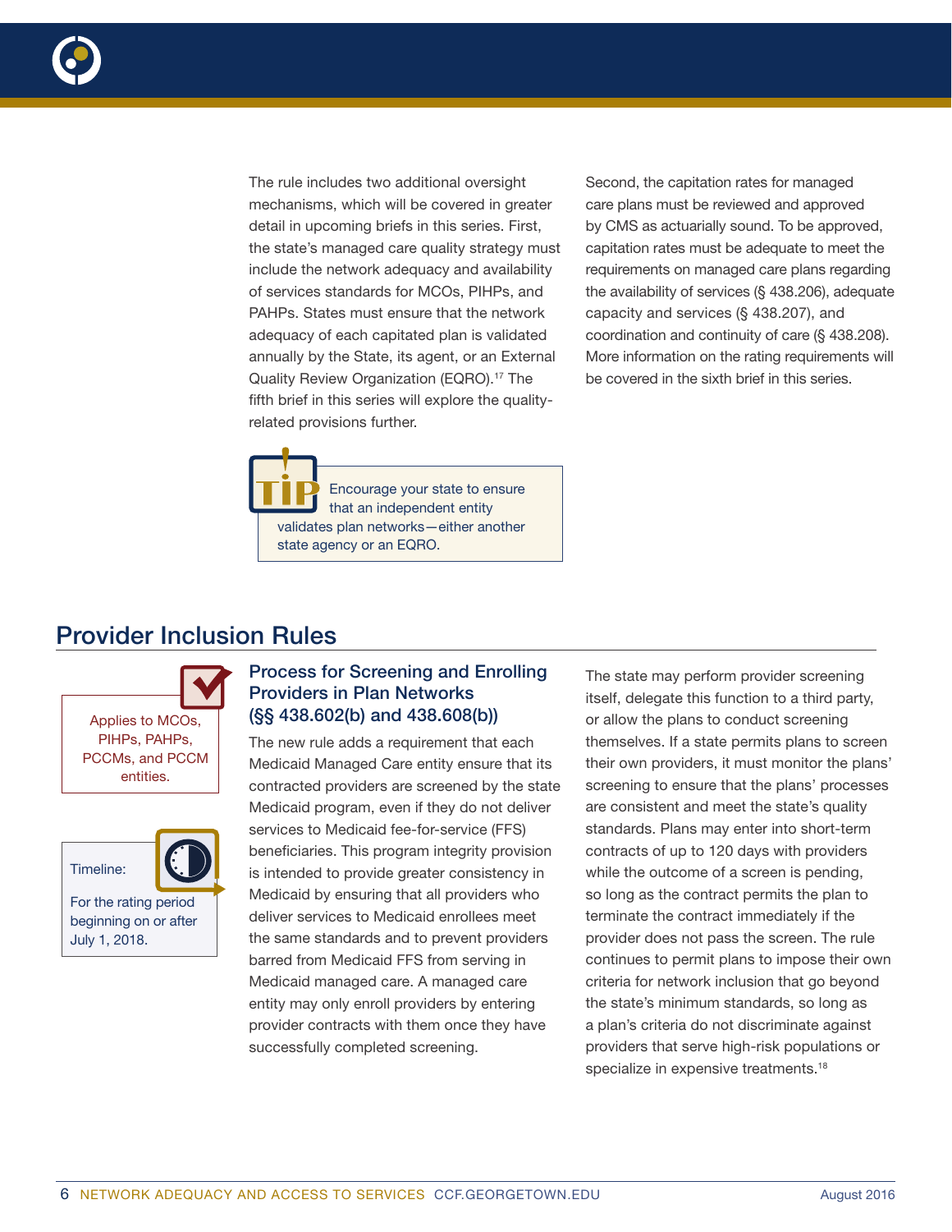The rule includes two additional oversight mechanisms, which will be covered in greater detail in upcoming briefs in this series. First, the state's managed care quality strategy must include the network adequacy and availability of services standards for MCOs, PIHPs, and PAHPs. States must ensure that the network adequacy of each capitated plan is validated annually by the State, its agent, or an External Quality Review Organization (EQRO).[17] The fifth brief in this series will explore the quality-related provisions further.

Second, the capitation rates for managed care plans must be reviewed and approved by CMS as actuarially sound. To be approved, capitation rates must be adequate to meet the requirements on managed care plans regarding the availability of services (§ 438.206), adequate capacity and services (§ 438.207), and coordination and continuity of care (§ 438.208). More information on the rating requirements will be covered in the sixth brief in this series.

> **TIP:** Encourage your state to ensure that an independent entity validates plan networks—either another state agency or an EQRO.

## Provider Inclusion Rules

Applies to MCOs, PIHPs, PAHPs, PCCMs, and PCCM entities.

Timeline:

For the rating period beginning on or after July 1, 2018.

### Process for Screening and Enrolling Providers in Plan Networks (§§ 438.602(b) and 438.608(b))

The new rule adds a requirement that each Medicaid Managed Care entity ensure that its contracted providers are screened by the state Medicaid program, even if they do not deliver services to Medicaid fee-for-service (FFS) beneficiaries. This program integrity provision is intended to provide greater consistency in Medicaid by ensuring that all providers who deliver services to Medicaid enrollees meet the same standards and to prevent providers barred from Medicaid FFS from serving in Medicaid managed care. A managed care entity may only enroll providers by entering provider contracts with them once they have successfully completed screening.

The state may perform provider screening itself, delegate this function to a third party, or allow the plans to conduct screening themselves. If a state permits plans to screen their own providers, it must monitor the plans' screening to ensure that the plans' processes are consistent and meet the state's quality standards. Plans may enter into short-term contracts of up to 120 days with providers while the outcome of a screen is pending, so long as the contract permits the plan to terminate the contract immediately if the provider does not pass the screen. The rule continues to permit plans to impose their own criteria for network inclusion that go beyond the state's minimum standards, so long as a plan's criteria do not discriminate against providers that serve high-risk populations or specialize in expensive treatments.[18]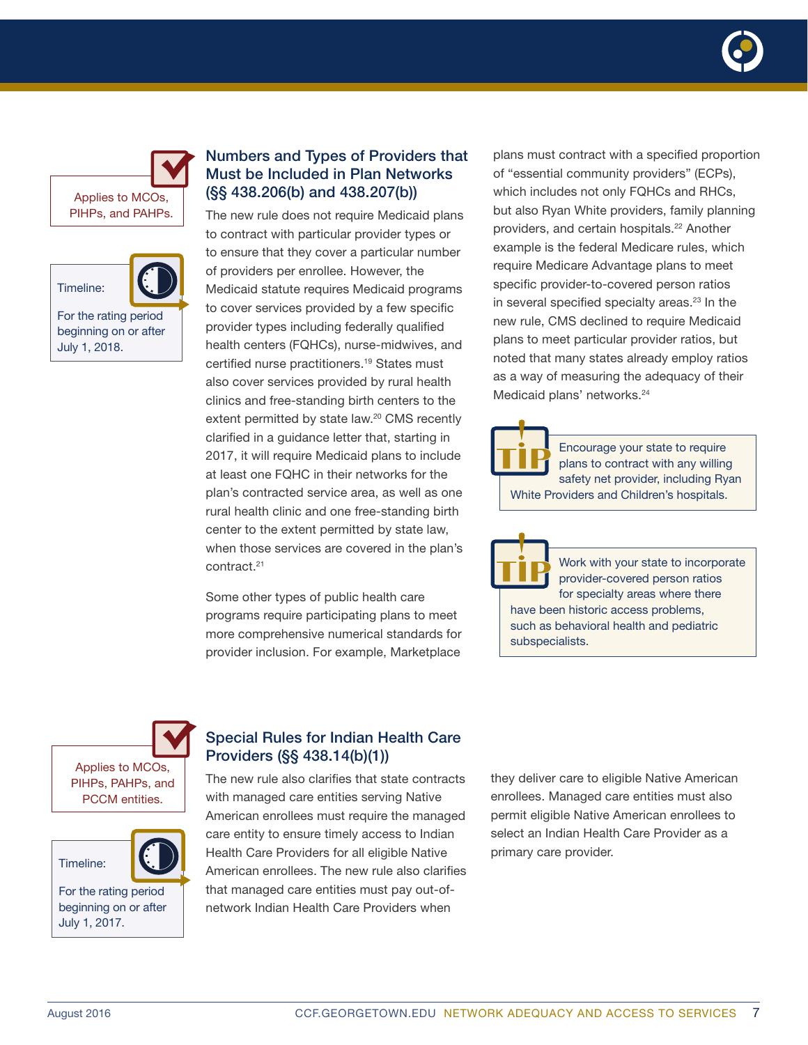Applies to MCOs, PIHPs, and PAHPs.

Timeline:

For the rating period beginning on or after July 1, 2018.

## Numbers and Types of Providers that Must be Included in Plan Networks (§§ 438.206(b) and 438.207(b))

The new rule does not require Medicaid plans to contract with particular provider types or to ensure that they cover a particular number of providers per enrollee. However, the Medicaid statute requires Medicaid programs to cover services provided by a few specific provider types including federally qualified health centers (FQHCs), nurse-midwives, and certified nurse practitioners.[19] States must also cover services provided by rural health clinics and free-standing birth centers to the extent permitted by state law.[20] CMS recently clarified in a guidance letter that, starting in 2017, it will require Medicaid plans to include at least one FQHC in their networks for the plan's contracted service area, as well as one rural health clinic and one free-standing birth center to the extent permitted by state law, when those services are covered in the plan's contract.[21]

Some other types of public health care programs require participating plans to meet more comprehensive numerical standards for provider inclusion. For example, Marketplace plans must contract with a specified proportion of "essential community providers" (ECPs), which includes not only FQHCs and RHCs, but also Ryan White providers, family planning providers, and certain hospitals.[22] Another example is the federal Medicare rules, which require Medicare Advantage plans to meet specific provider-to-covered person ratios in several specified specialty areas.[23] In the new rule, CMS declined to require Medicaid plans to meet particular provider ratios, but noted that many states already employ ratios as a way of measuring the adequacy of their Medicaid plans' networks.[24]

**TIP:** Encourage your state to require plans to contract with any willing safety net provider, including Ryan White Providers and Children's hospitals.

**TIP:** Work with your state to incorporate provider-covered person ratios for specialty areas where there have been historic access problems, such as behavioral health and pediatric subspecialists.

Applies to MCOs, PIHPs, PAHPs, and PCCM entities.

Timeline:

For the rating period beginning on or after July 1, 2017.

## Special Rules for Indian Health Care Providers (§§ 438.14(b)(1))

The new rule also clarifies that state contracts with managed care entities serving Native American enrollees must require the managed care entity to ensure timely access to Indian Health Care Providers for all eligible Native American enrollees. The new rule also clarifies that managed care entities must pay out-of-network Indian Health Care Providers when they deliver care to eligible Native American enrollees. Managed care entities must also permit eligible Native American enrollees to select an Indian Health Care Provider as a primary care provider.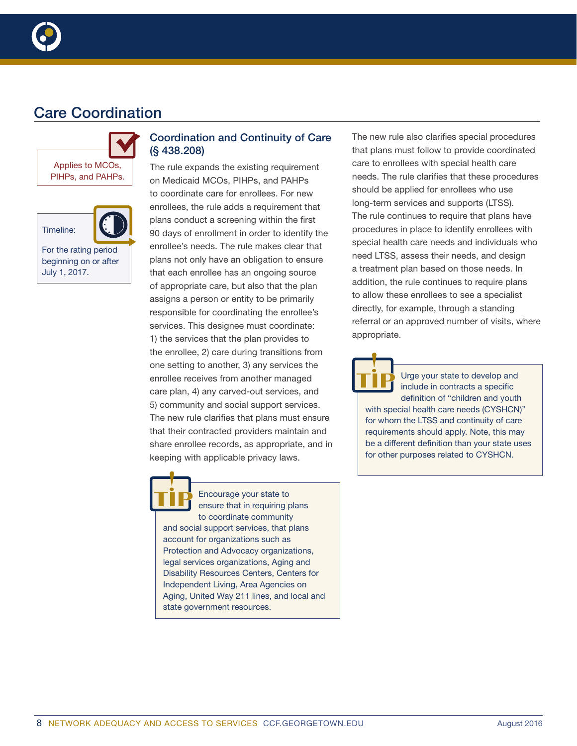## Care Coordination

Applies to MCOs, PIHPs, and PAHPs.

Timeline:

For the rating period beginning on or after July 1, 2017.

### Coordination and Continuity of Care (§ 438.208)

The rule expands the existing requirement on Medicaid MCOs, PIHPs, and PAHPs to coordinate care for enrollees. For new enrollees, the rule adds a requirement that plans conduct a screening within the first 90 days of enrollment in order to identify the enrollee's needs. The rule makes clear that plans not only have an obligation to ensure that each enrollee has an ongoing source of appropriate care, but also that the plan assigns a person or entity to be primarily responsible for coordinating the enrollee's services. This designee must coordinate: 1) the services that the plan provides to the enrollee, 2) care during transitions from one setting to another, 3) any services the enrollee receives from another managed care plan, 4) any carved-out services, and 5) community and social support services. The new rule clarifies that plans must ensure that their contracted providers maintain and share enrollee records, as appropriate, and in keeping with applicable privacy laws.

**TIP:** Encourage your state to ensure that in requiring plans to coordinate community and social support services, that plans account for organizations such as Protection and Advocacy organizations, legal services organizations, Aging and Disability Resources Centers, Centers for Independent Living, Area Agencies on Aging, United Way 211 lines, and local and state government resources.

The new rule also clarifies special procedures that plans must follow to provide coordinated care to enrollees with special health care needs. The rule clarifies that these procedures should be applied for enrollees who use long-term services and supports (LTSS). The rule continues to require that plans have procedures in place to identify enrollees with special health care needs and individuals who need LTSS, assess their needs, and design a treatment plan based on those needs. In addition, the rule continues to require plans to allow these enrollees to see a specialist directly, for example, through a standing referral or an approved number of visits, where appropriate.

**TIP:** Urge your state to develop and include in contracts a specific definition of "children and youth with special health care needs (CYSHCN)" for whom the LTSS and continuity of care requirements should apply. Note, this may be a different definition than your state uses for other purposes related to CYSHCN.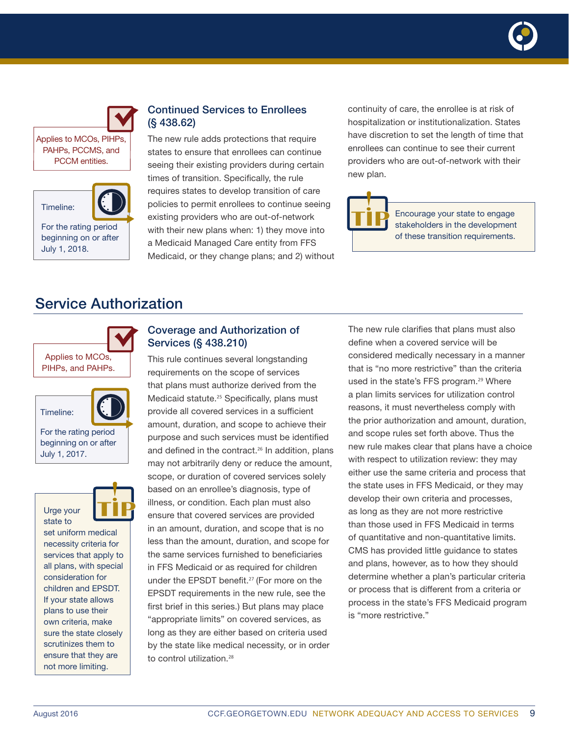Applies to MCOs, PIHPs, PAHPs, PCCMS, and PCCM entities.

Timeline:

For the rating period beginning on or after July 1, 2018.

### Continued Services to Enrollees (§ 438.62)

The new rule adds protections that require states to ensure that enrollees can continue seeing their existing providers during certain times of transition. Specifically, the rule requires states to develop transition of care policies to permit enrollees to continue seeing existing providers who are out-of-network with their new plans when: 1) they move into a Medicaid Managed Care entity from FFS Medicaid, or they change plans; and 2) without continuity of care, the enrollee is at risk of hospitalization or institutionalization. States have discretion to set the length of time that enrollees can continue to see their current providers who are out-of-network with their new plan.

**TIP:** Encourage your state to engage stakeholders in the development of these transition requirements.

## Service Authorization

Applies to MCOs, PIHPs, and PAHPs.

Timeline:

For the rating period beginning on or after July 1, 2017.

**TIP:** Urge your state to set uniform medical necessity criteria for services that apply to all plans, with special consideration for children and EPSDT. If your state allows plans to use their own criteria, make sure the state closely scrutinizes them to ensure that they are not more limiting.

### Coverage and Authorization of Services (§ 438.210)

This rule continues several longstanding requirements on the scope of services that plans must authorize derived from the Medicaid statute.[25] Specifically, plans must provide all covered services in a sufficient amount, duration, and scope to achieve their purpose and such services must be identified and defined in the contract.[26] In addition, plans may not arbitrarily deny or reduce the amount, scope, or duration of covered services solely based on an enrollee's diagnosis, type of illness, or condition. Each plan must also ensure that covered services are provided in an amount, duration, and scope that is no less than the amount, duration, and scope for the same services furnished to beneficiaries in FFS Medicaid or as required for children under the EPSDT benefit.[27] (For more on the EPSDT requirements in the new rule, see the first brief in this series.) But plans may place "appropriate limits" on covered services, as long as they are either based on criteria used by the state like medical necessity, or in order to control utilization.[28]

The new rule clarifies that plans must also define when a covered service will be considered medically necessary in a manner that is "no more restrictive" than the criteria used in the state's FFS program.[29] Where a plan limits services for utilization control reasons, it must nevertheless comply with the prior authorization and amount, duration, and scope rules set forth above. Thus the new rule makes clear that plans have a choice with respect to utilization review: they may either use the same criteria and process that the state uses in FFS Medicaid, or they may develop their own criteria and processes, as long as they are not more restrictive than those used in FFS Medicaid in terms of quantitative and non-quantitative limits. CMS has provided little guidance to states and plans, however, as to how they should determine whether a plan's particular criteria or process that is different from a criteria or process in the state's FFS Medicaid program is "more restrictive."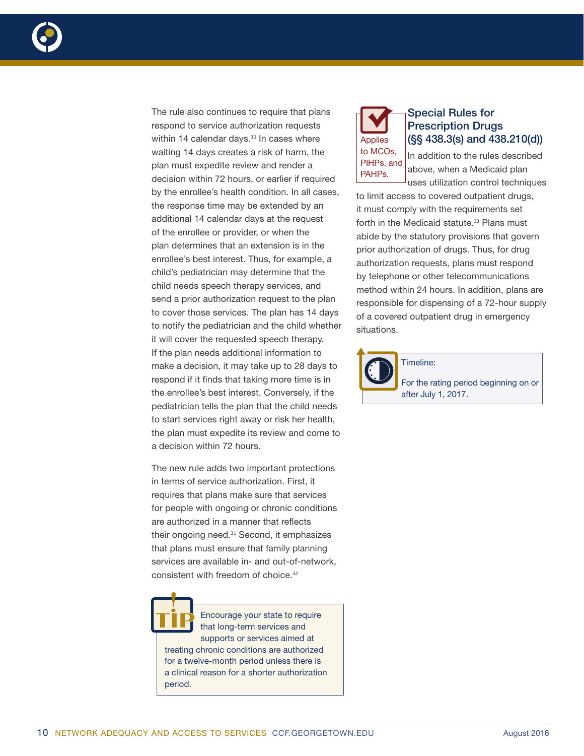The rule also continues to require that plans respond to service authorization requests within 14 calendar days.[30] In cases where waiting 14 days creates a risk of harm, the plan must expedite review and render a decision within 72 hours, or earlier if required by the enrollee's health condition. In all cases, the response time may be extended by an additional 14 calendar days at the request of the enrollee or provider, or when the plan determines that an extension is in the enrollee's best interest. Thus, for example, a child's pediatrician may determine that the child needs speech therapy services, and send a prior authorization request to the plan to cover those services. The plan has 14 days to notify the pediatrician and the child whether it will cover the requested speech therapy. If the plan needs additional information to make a decision, it may take up to 28 days to respond if it finds that taking more time is in the enrollee's best interest. Conversely, if the pediatrician tells the plan that the child needs to start services right away or risk her health, the plan must expedite its review and come to a decision within 72 hours.

The new rule adds two important protections in terms of service authorization. First, it requires that plans make sure that services for people with ongoing or chronic conditions are authorized in a manner that reflects their ongoing need.[31] Second, it emphasizes that plans must ensure that family planning services are available in- and out-of-network, consistent with freedom of choice.[32]

> **TIP:** Encourage your state to require that long-term services and supports or services aimed at treating chronic conditions are authorized for a twelve-month period unless there is a clinical reason for a shorter authorization period.

## Special Rules for Prescription Drugs (§§ 438.3(s) and 438.210(d))

*Applies to MCOs, PIHPs, and PAHPs.*

In addition to the rules described above, when a Medicaid plan uses utilization control techniques to limit access to covered outpatient drugs, it must comply with the requirements set forth in the Medicaid statute.[33] Plans must abide by the statutory provisions that govern prior authorization of drugs. Thus, for drug authorization requests, plans must respond by telephone or other telecommunications method within 24 hours. In addition, plans are responsible for dispensing of a 72-hour supply of a covered outpatient drug in emergency situations.

> **Timeline:**
>
> For the rating period beginning on or after July 1, 2017.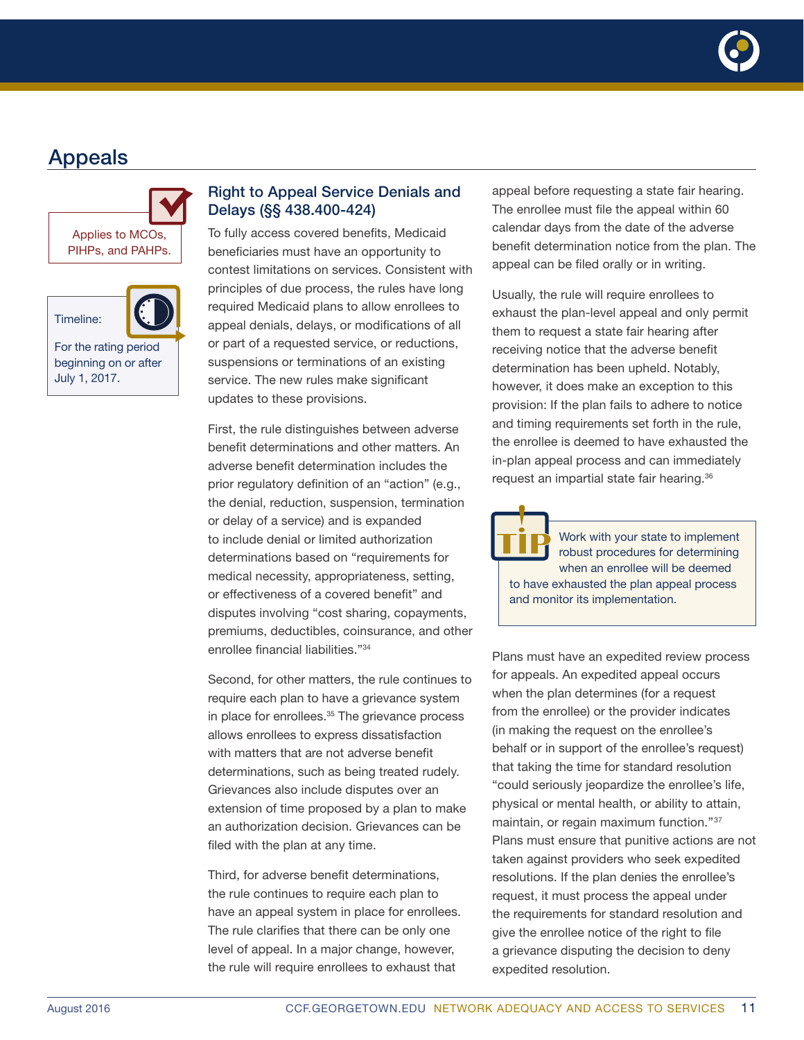## Appeals

Applies to MCOs, PIHPs, and PAHPs.

Timeline:

For the rating period beginning on or after July 1, 2017.

### Right to Appeal Service Denials and Delays (§§ 438.400-424)

To fully access covered benefits, Medicaid beneficiaries must have an opportunity to contest limitations on services. Consistent with principles of due process, the rules have long required Medicaid plans to allow enrollees to appeal denials, delays, or modifications of all or part of a requested service, or reductions, suspensions or terminations of an existing service. The new rules make significant updates to these provisions.

First, the rule distinguishes between adverse benefit determinations and other matters. An adverse benefit determination includes the prior regulatory definition of an "action" (e.g., the denial, reduction, suspension, termination or delay of a service) and is expanded to include denial or limited authorization determinations based on "requirements for medical necessity, appropriateness, setting, or effectiveness of a covered benefit" and disputes involving "cost sharing, copayments, premiums, deductibles, coinsurance, and other enrollee financial liabilities."[34]

Second, for other matters, the rule continues to require each plan to have a grievance system in place for enrollees.[35] The grievance process allows enrollees to express dissatisfaction with matters that are not adverse benefit determinations, such as being treated rudely. Grievances also include disputes over an extension of time proposed by a plan to make an authorization decision. Grievances can be filed with the plan at any time.

Third, for adverse benefit determinations, the rule continues to require each plan to have an appeal system in place for enrollees. The rule clarifies that there can be only one level of appeal. In a major change, however, the rule will require enrollees to exhaust that appeal before requesting a state fair hearing. The enrollee must file the appeal within 60 calendar days from the date of the adverse benefit determination notice from the plan. The appeal can be filed orally or in writing.

Usually, the rule will require enrollees to exhaust the plan-level appeal and only permit them to request a state fair hearing after receiving notice that the adverse benefit determination has been upheld. Notably, however, it does make an exception to this provision: If the plan fails to adhere to notice and timing requirements set forth in the rule, the enrollee is deemed to have exhausted the in-plan appeal process and can immediately request an impartial state fair hearing.[36]

**TIP:** Work with your state to implement robust procedures for determining when an enrollee will be deemed to have exhausted the plan appeal process and monitor its implementation.

Plans must have an expedited review process for appeals. An expedited appeal occurs when the plan determines (for a request from the enrollee) or the provider indicates (in making the request on the enrollee's behalf or in support of the enrollee's request) that taking the time for standard resolution "could seriously jeopardize the enrollee's life, physical or mental health, or ability to attain, maintain, or regain maximum function."[37] Plans must ensure that punitive actions are not taken against providers who seek expedited resolutions. If the plan denies the enrollee's request, it must process the appeal under the requirements for standard resolution and give the enrollee notice of the right to file a grievance disputing the decision to deny expedited resolution.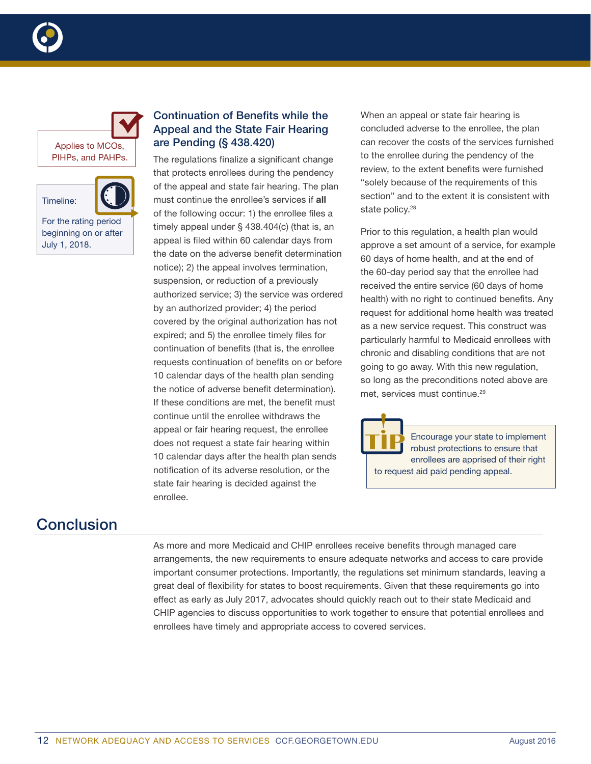Applies to MCOs, PIHPs, and PAHPs.

Timeline:

For the rating period beginning on or after July 1, 2018.

### Continuation of Benefits while the Appeal and the State Fair Hearing are Pending (§ 438.420)

The regulations finalize a significant change that protects enrollees during the pendency of the appeal and state fair hearing. The plan must continue the enrollee's services if **all** of the following occur: 1) the enrollee files a timely appeal under § 438.404(c) (that is, an appeal is filed within 60 calendar days from the date on the adverse benefit determination notice); 2) the appeal involves termination, suspension, or reduction of a previously authorized service; 3) the service was ordered by an authorized provider; 4) the period covered by the original authorization has not expired; and 5) the enrollee timely files for continuation of benefits (that is, the enrollee requests continuation of benefits on or before 10 calendar days of the health plan sending the notice of adverse benefit determination). If these conditions are met, the benefit must continue until the enrollee withdraws the appeal or fair hearing request, the enrollee does not request a state fair hearing within 10 calendar days after the health plan sends notification of its adverse resolution, or the state fair hearing is decided against the enrollee.

When an appeal or state fair hearing is concluded adverse to the enrollee, the plan can recover the costs of the services furnished to the enrollee during the pendency of the review, to the extent benefits were furnished "solely because of the requirements of this section" and to the extent it is consistent with state policy.[28]

Prior to this regulation, a health plan would approve a set amount of a service, for example 60 days of home health, and at the end of the 60-day period say that the enrollee had received the entire service (60 days of home health) with no right to continued benefits. Any request for additional home health was treated as a new service request. This construct was particularly harmful to Medicaid enrollees with chronic and disabling conditions that are not going to go away. With this new regulation, so long as the preconditions noted above are met, services must continue.[29]

TIP: Encourage your state to implement robust protections to ensure that enrollees are apprised of their right to request aid paid pending appeal.

## Conclusion

As more and more Medicaid and CHIP enrollees receive benefits through managed care arrangements, the new requirements to ensure adequate networks and access to care provide important consumer protections. Importantly, the regulations set minimum standards, leaving a great deal of flexibility for states to boost requirements. Given that these requirements go into effect as early as July 2017, advocates should quickly reach out to their state Medicaid and CHIP agencies to discuss opportunities to work together to ensure that potential enrollees and enrollees have timely and appropriate access to covered services.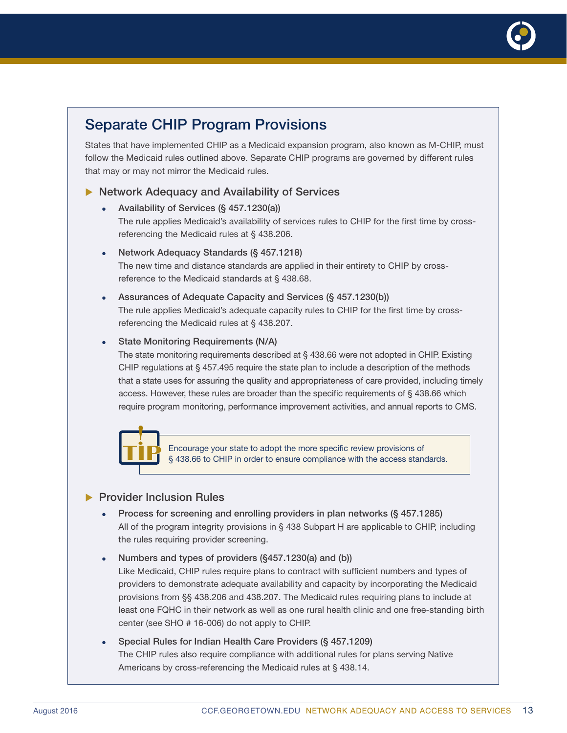## Separate CHIP Program Provisions

States that have implemented CHIP as a Medicaid expansion program, also known as M-CHIP, must follow the Medicaid rules outlined above. Separate CHIP programs are governed by different rules that may or may not mirror the Medicaid rules.

### ▶ Network Adequacy and Availability of Services

- **Availability of Services (§ 457.1230(a))**
  The rule applies Medicaid's availability of services rules to CHIP for the first time by cross-referencing the Medicaid rules at § 438.206.

- **Network Adequacy Standards (§ 457.1218)**
  The new time and distance standards are applied in their entirety to CHIP by cross-reference to the Medicaid standards at § 438.68.

- **Assurances of Adequate Capacity and Services (§ 457.1230(b))**
  The rule applies Medicaid's adequate capacity rules to CHIP for the first time by cross-referencing the Medicaid rules at § 438.207.

- **State Monitoring Requirements (N/A)**
  The state monitoring requirements described at § 438.66 were not adopted in CHIP. Existing CHIP regulations at § 457.495 require the state plan to include a description of the methods that a state uses for assuring the quality and appropriateness of care provided, including timely access. However, these rules are broader than the specific requirements of § 438.66 which require program monitoring, performance improvement activities, and annual reports to CMS.

> **TIP:** Encourage your state to adopt the more specific review provisions of § 438.66 to CHIP in order to ensure compliance with the access standards.

### ▶ Provider Inclusion Rules

- **Process for screening and enrolling providers in plan networks (§ 457.1285)**
  All of the program integrity provisions in § 438 Subpart H are applicable to CHIP, including the rules requiring provider screening.

- **Numbers and types of providers (§457.1230(a) and (b))**
  Like Medicaid, CHIP rules require plans to contract with sufficient numbers and types of providers to demonstrate adequate availability and capacity by incorporating the Medicaid provisions from §§ 438.206 and 438.207. The Medicaid rules requiring plans to include at least one FQHC in their network as well as one rural health clinic and one free-standing birth center (see SHO # 16-006) do not apply to CHIP.

- **Special Rules for Indian Health Care Providers (§ 457.1209)**
  The CHIP rules also require compliance with additional rules for plans serving Native Americans by cross-referencing the Medicaid rules at § 438.14.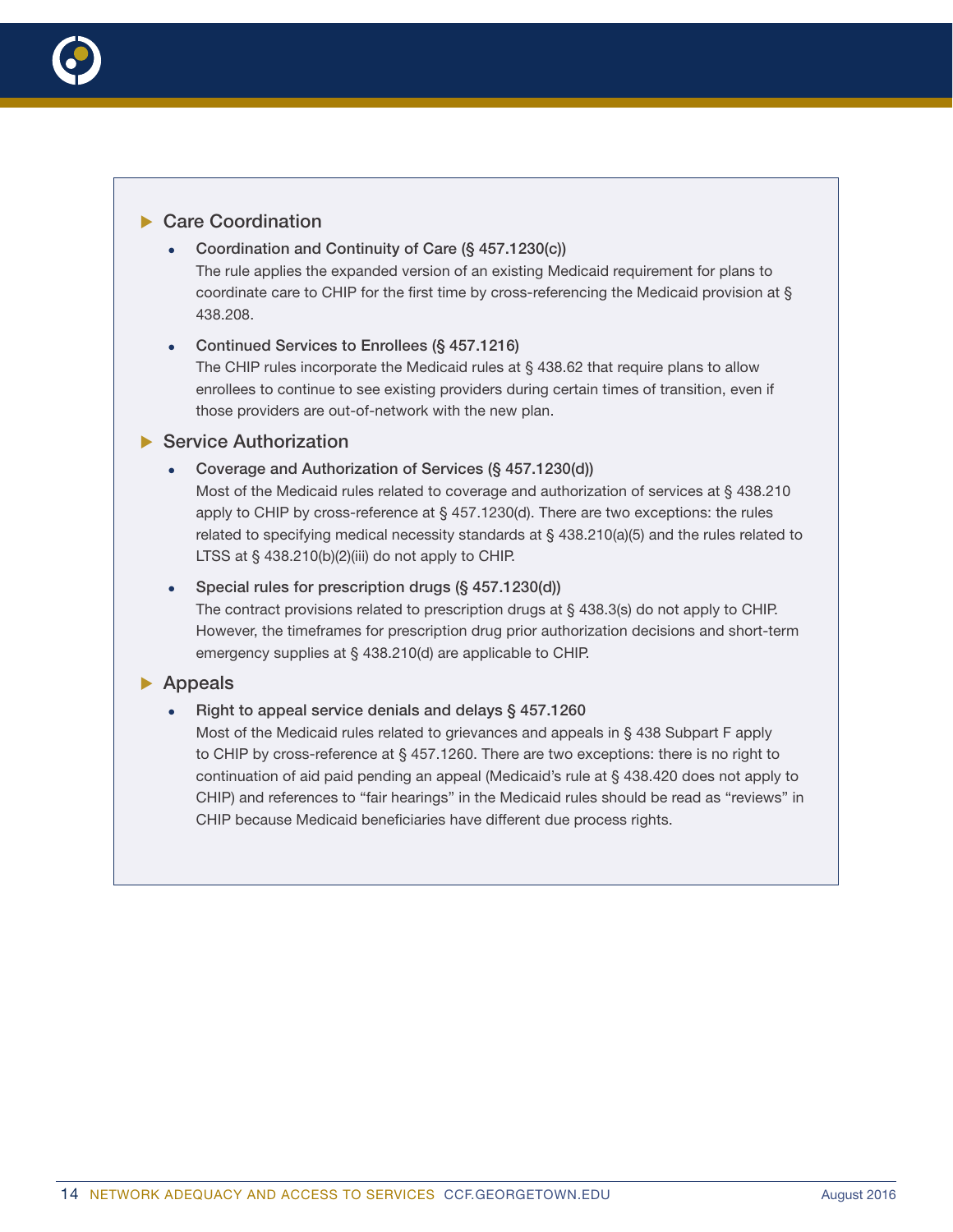### Care Coordination

- **Coordination and Continuity of Care (§ 457.1230(c))**
  The rule applies the expanded version of an existing Medicaid requirement for plans to coordinate care to CHIP for the first time by cross-referencing the Medicaid provision at § 438.208.

- **Continued Services to Enrollees (§ 457.1216)**
  The CHIP rules incorporate the Medicaid rules at § 438.62 that require plans to allow enrollees to continue to see existing providers during certain times of transition, even if those providers are out-of-network with the new plan.

### Service Authorization

- **Coverage and Authorization of Services (§ 457.1230(d))**
  Most of the Medicaid rules related to coverage and authorization of services at § 438.210 apply to CHIP by cross-reference at § 457.1230(d). There are two exceptions: the rules related to specifying medical necessity standards at § 438.210(a)(5) and the rules related to LTSS at § 438.210(b)(2)(iii) do not apply to CHIP.

- **Special rules for prescription drugs (§ 457.1230(d))**
  The contract provisions related to prescription drugs at § 438.3(s) do not apply to CHIP. However, the timeframes for prescription drug prior authorization decisions and short-term emergency supplies at § 438.210(d) are applicable to CHIP.

### Appeals

- **Right to appeal service denials and delays § 457.1260**
  Most of the Medicaid rules related to grievances and appeals in § 438 Subpart F apply to CHIP by cross-reference at § 457.1260. There are two exceptions: there is no right to continuation of aid paid pending an appeal (Medicaid's rule at § 438.420 does not apply to CHIP) and references to "fair hearings" in the Medicaid rules should be read as "reviews" in CHIP because Medicaid beneficiaries have different due process rights.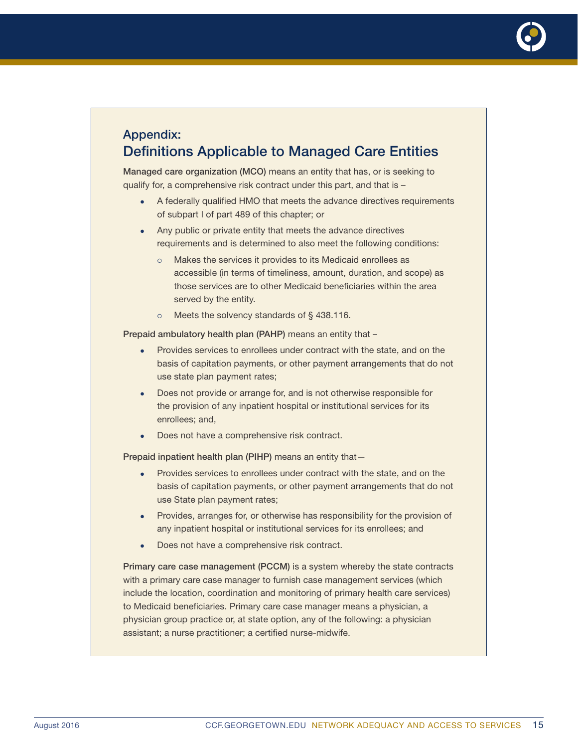## Appendix:
## Definitions Applicable to Managed Care Entities

**Managed care organization (MCO)** means an entity that has, or is seeking to qualify for, a comprehensive risk contract under this part, and that is –

- A federally qualified HMO that meets the advance directives requirements of subpart I of part 489 of this chapter; or
- Any public or private entity that meets the advance directives requirements and is determined to also meet the following conditions:
  - Makes the services it provides to its Medicaid enrollees as accessible (in terms of timeliness, amount, duration, and scope) as those services are to other Medicaid beneficiaries within the area served by the entity.
  - Meets the solvency standards of § 438.116.

**Prepaid ambulatory health plan (PAHP)** means an entity that –

- Provides services to enrollees under contract with the state, and on the basis of capitation payments, or other payment arrangements that do not use state plan payment rates;
- Does not provide or arrange for, and is not otherwise responsible for the provision of any inpatient hospital or institutional services for its enrollees; and,
- Does not have a comprehensive risk contract.

**Prepaid inpatient health plan (PIHP)** means an entity that—

- Provides services to enrollees under contract with the state, and on the basis of capitation payments, or other payment arrangements that do not use State plan payment rates;
- Provides, arranges for, or otherwise has responsibility for the provision of any inpatient hospital or institutional services for its enrollees; and
- Does not have a comprehensive risk contract.

**Primary care case management (PCCM)** is a system whereby the state contracts with a primary care case manager to furnish case management services (which include the location, coordination and monitoring of primary health care services) to Medicaid beneficiaries. Primary care case manager means a physician, a physician group practice or, at state option, any of the following: a physician assistant; a nurse practitioner; a certified nurse-midwife.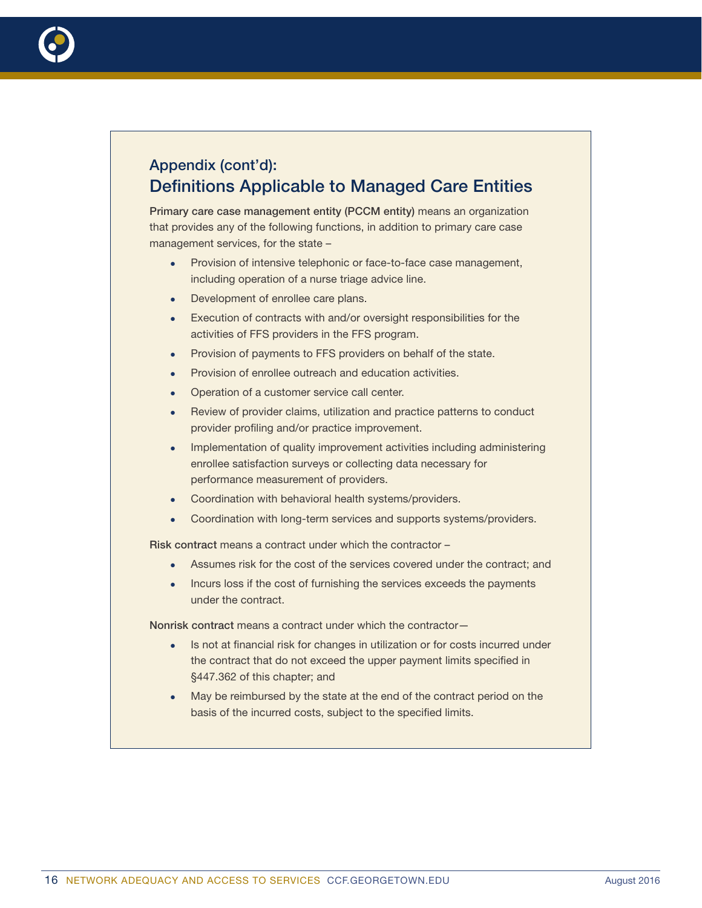## Appendix (cont'd):
# Definitions Applicable to Managed Care Entities

**Primary care case management entity (PCCM entity)** means an organization that provides any of the following functions, in addition to primary care case management services, for the state –

- Provision of intensive telephonic or face-to-face case management, including operation of a nurse triage advice line.
- Development of enrollee care plans.
- Execution of contracts with and/or oversight responsibilities for the activities of FFS providers in the FFS program.
- Provision of payments to FFS providers on behalf of the state.
- Provision of enrollee outreach and education activities.
- Operation of a customer service call center.
- Review of provider claims, utilization and practice patterns to conduct provider profiling and/or practice improvement.
- Implementation of quality improvement activities including administering enrollee satisfaction surveys or collecting data necessary for performance measurement of providers.
- Coordination with behavioral health systems/providers.
- Coordination with long-term services and supports systems/providers.

**Risk contract** means a contract under which the contractor –

- Assumes risk for the cost of the services covered under the contract; and
- Incurs loss if the cost of furnishing the services exceeds the payments under the contract.

**Nonrisk contract** means a contract under which the contractor—

- Is not at financial risk for changes in utilization or for costs incurred under the contract that do not exceed the upper payment limits specified in §447.362 of this chapter; and
- May be reimbursed by the state at the end of the contract period on the basis of the incurred costs, subject to the specified limits.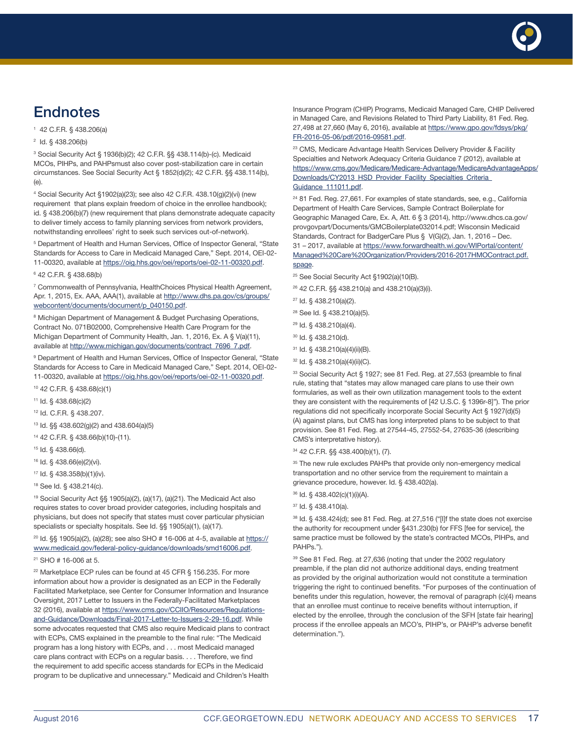# Endnotes

1 42 C.F.R. § 438.206(a)

2 Id. § 438.206(b)

3 Social Security Act § 1936(b)(2); 42 C.F.R. §§ 438.114(b)-(c). Medicaid MCOs, PIHPs, and PAHPsmust also cover post-stabilization care in certain circumstances. See Social Security Act § 1852(d)(2); 42 C.F.R. §§ 438.114(b), (e).

4 Social Security Act §1902(a)(23); see also 42 C.F.R. 438.10(g)(2)(vi) (new requirement that plans explain freedom of choice in the enrollee handbook); id. § 438.206(b)(7) (new requirement that plans demonstrate adequate capacity to deliver timely access to family planning services from network providers, notwithstanding enrollees' right to seek such services out-of-network).

5 Department of Health and Human Services, Office of Inspector General, "State Standards for Access to Care in Medicaid Managed Care," Sept. 2014, OEI-02-11-00320, available at https://oig.hhs.gov/oei/reports/oei-02-11-00320.pdf.

6 42 C.F.R. § 438.68(b)

7 Commonwealth of Pennsylvania, HealthChoices Physical Health Agreement, Apr. 1, 2015, Ex. AAA, AAA(1), available at http://www.dhs.pa.gov/cs/groups/webcontent/documents/document/p_040150.pdf.

8 Michigan Department of Management & Budget Purchasing Operations, Contract No. 071B02000, Comprehensive Health Care Program for the Michigan Department of Community Health, Jan. 1, 2016, Ex. A § V(a)(11), available at http://www.michigan.gov/documents/contract_7696_7.pdf.

9 Department of Health and Human Services, Office of Inspector General, "State Standards for Access to Care in Medicaid Managed Care," Sept. 2014, OEI-02-11-00320, available at https://oig.hhs.gov/oei/reports/oei-02-11-00320.pdf.

10 42 C.F.R. § 438.68(c)(1)

11 Id. § 438.68(c)(2)

12 Id. C.F.R. § 438.207.

13 Id. §§ 438.602(g)(2) and 438.604(a)(5)

14 42 C.F.R. § 438.66(b)(10)-(11).

15 Id. § 438.66(d).

16 Id. § 438.66(e)(2)(vi).

17 Id. § 438.358(b)(1)(iv).

18 See Id. § 438.214(c).

19 Social Security Act §§ 1905(a)(2), (a)(17), (a)(21). The Medicaid Act also requires states to cover broad provider categories, including hospitals and physicians, but does not specify that states must cover particular physician specialists or specialty hospitals. See Id. §§ 1905(a)(1), (a)(17).

20 Id. §§ 1905(a)(2), (a)(28); see also SHO # 16-006 at 4-5, available at https://www.medicaid.gov/federal-policy-guidance/downloads/smd16006.pdf.

21 SHO # 16-006 at 5.

22 Marketplace ECP rules can be found at 45 CFR § 156.235. For more information about how a provider is designated as an ECP in the Federally Facilitated Marketplace, see Center for Consumer Information and Insurance Oversight, 2017 Letter to Issuers in the Federally-Facilitated Marketplaces 32 (2016), available at https://www.cms.gov/CCIIO/Resources/Regulations-and-Guidance/Downloads/Final-2017-Letter-to-Issuers-2-29-16.pdf. While some advocates requested that CMS also require Medicaid plans to contract with ECPs, CMS explained in the preamble to the final rule: "The Medicaid program has a long history with ECPs, and . . . most Medicaid managed care plans contract with ECPs on a regular basis. . . . Therefore, we find the requirement to add specific access standards for ECPs in the Medicaid program to be duplicative and unnecessary." Medicaid and Children's Health Insurance Program (CHIP) Programs, Medicaid Managed Care, CHIP Delivered in Managed Care, and Revisions Related to Third Party Liability, 81 Fed. Reg. 27,498 at 27,660 (May 6, 2016), available at https://www.gpo.gov/fdsys/pkg/FR-2016-05-06/pdf/2016-09581.pdf.

23 CMS, Medicare Advantage Health Services Delivery Provider & Facility Specialties and Network Adequacy Criteria Guidance 7 (2012), available at https://www.cms.gov/Medicare/Medicare-Advantage/MedicareAdvantageApps/Downloads/CY2013_HSD_Provider_Facility_Specialties_Criteria_Guidance_111011.pdf.

24 81 Fed. Reg. 27,661. For examples of state standards, see, e.g., California Department of Health Care Services, Sample Contract Boilerplate for Geographic Managed Care, Ex. A, Att. 6 § 3 (2014), http://www.dhcs.ca.gov/provgovpart/Documents/GMCBoilerplate032014.pdf; Wisconsin Medicaid Standards, Contract for BadgerCare Plus § V(G)(2), Jan. 1, 2016 – Dec. 31 – 2017, available at https://www.forwardhealth.wi.gov/WIPortal/content/Managed%20Care%20Organization/Providers/2016-2017HMOContract.pdf.spage.

25 See Social Security Act §1902(a)(10(B).

26 42 C.F.R. §§ 438.210(a) and 438.210(a)(3)(i).

27 Id. § 438.210(a)(2).

28 See Id. § 438.210(a)(5).

29 Id. § 438.210(a)(4).

30 Id. § 438.210(d).

31 Id. § 438.210(a)(4)(ii)(B).

32 Id. § 438.210(a)(4)(ii)(C).

33 Social Security Act § 1927; see 81 Fed. Reg. at 27,553 (preamble to final rule, stating that "states may allow managed care plans to use their own formularies, as well as their own utilization management tools to the extent they are consistent with the requirements of [42 U.S.C. § 1396r-8]"). The prior regulations did not specifically incorporate Social Security Act § 1927(d)(5)(A) against plans, but CMS has long interpreted plans to be subject to that provision. See 81 Fed. Reg. at 27544-45, 27552-54, 27635-36 (describing CMS's interpretative history).

34 42 C.F.R. §§ 438.400(b)(1), (7).

35 The new rule excludes PAHPs that provide only non-emergency medical transportation and no other service from the requirement to maintain a grievance procedure, however. Id. § 438.402(a).

36 Id. § 438.402(c)(1)(i)(A).

37 Id. § 438.410(a).

38 Id. § 438.424(d); see 81 Fed. Reg. at 27,516 ("[I]f the state does not exercise the authority for recoupment under §431.230(b) for FFS [fee for service], the same practice must be followed by the state's contracted MCOs, PIHPs, and PAHPs.").

39 See 81 Fed. Reg. at 27,636 (noting that under the 2002 regulatory preamble, if the plan did not authorize additional days, ending treatment as provided by the original authorization would not constitute a termination triggering the right to continued benefits. "For purposes of the continuation of benefits under this regulation, however, the removal of paragraph (c)(4) means that an enrollee must continue to receive benefits without interruption, if elected by the enrollee, through the conclusion of the SFH [state fair hearing] process if the enrollee appeals an MCO's, PIHP's, or PAHP's adverse benefit determination.").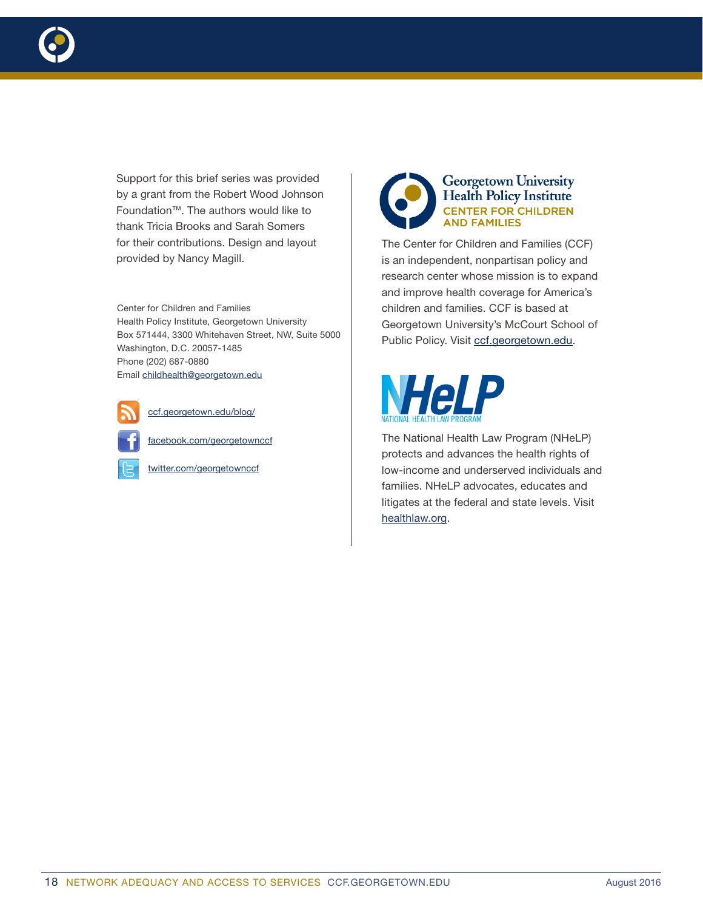Support for this brief series was provided by a grant from the Robert Wood Johnson Foundation™. The authors would like to thank Tricia Brooks and Sarah Somers for their contributions. Design and layout provided by Nancy Magill.

Center for Children and Families
Health Policy Institute, Georgetown University
Box 571444, 3300 Whitehaven Street, NW, Suite 5000
Washington, D.C. 20057-1485
Phone (202) 687-0880
Email childhealth@georgetown.edu

ccf.georgetown.edu/blog/

facebook.com/georgetownccf

twitter.com/georgetownccf

Georgetown University Health Policy Institute
CENTER FOR CHILDREN AND FAMILIES

The Center for Children and Families (CCF) is an independent, nonpartisan policy and research center whose mission is to expand and improve health coverage for America's children and families. CCF is based at Georgetown University's McCourt School of Public Policy. Visit ccf.georgetown.edu.

NHeLP
NATIONAL HEALTH LAW PROGRAM

The National Health Law Program (NHeLP) protects and advances the health rights of low-income and underserved individuals and families. NHeLP advocates, educates and litigates at the federal and state levels. Visit healthlaw.org.